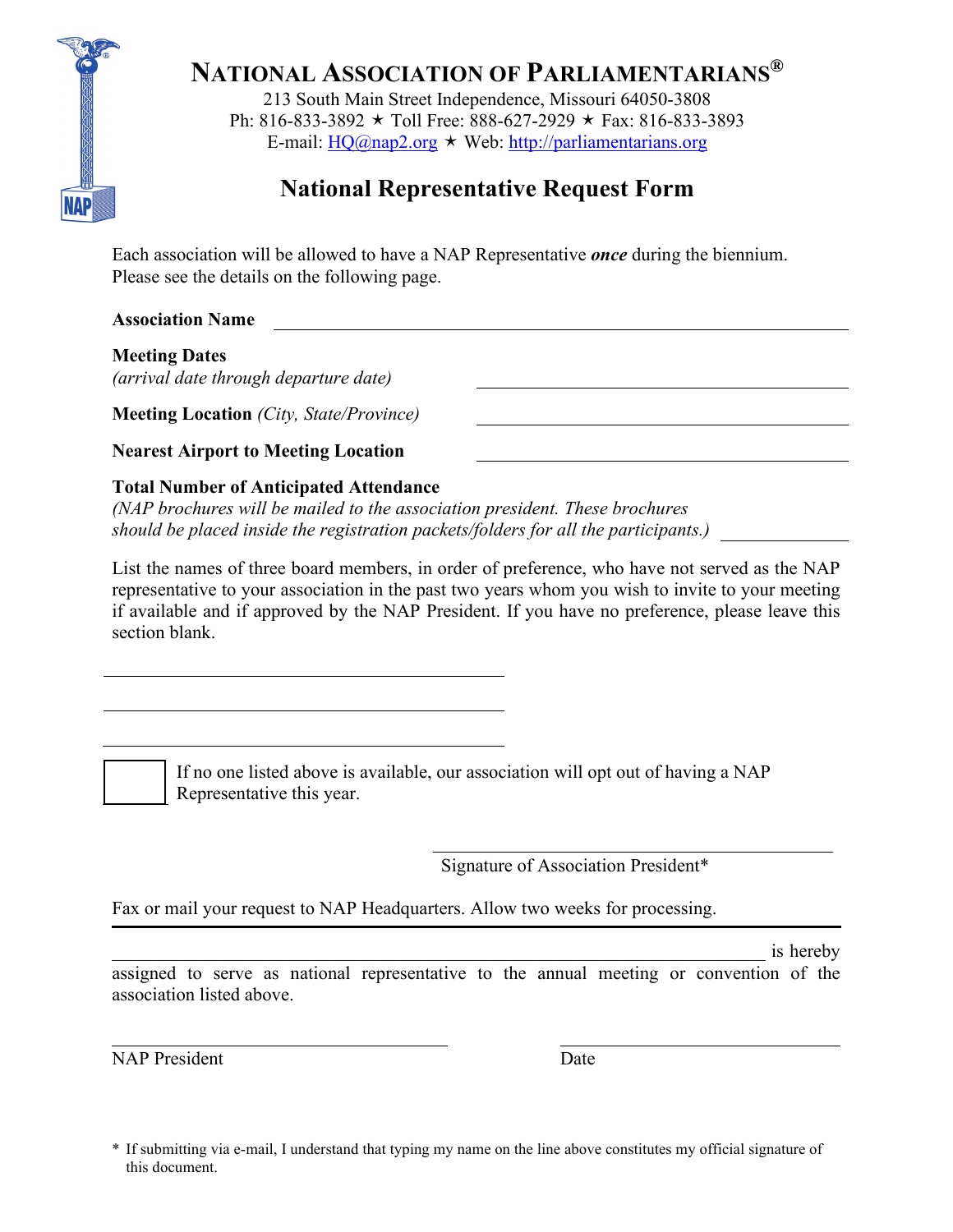# NATIONAL ASSOCIATION OF PARLIAMENTARIANS®

213 South Main Street Independence, Missouri 64050-3808
Ph: 816-833-3892 ★ Toll Free: 888-627-2929 ★ Fax: 816-833-3893
E-mail: HQ@nap2.org ★ Web: http://parliamentarians.org

## National Representative Request Form

Each association will be allowed to have a NAP Representative ***once*** during the biennium. Please see the details on the following page.

**Association Name** ______________________________

**Meeting Dates**
*(arrival date through departure date)* ______________________________

**Meeting Location** *(City, State/Province)* ______________________________

**Nearest Airport to Meeting Location** ______________________________

**Total Number of Anticipated Attendance**
*(NAP brochures will be mailed to the association president. These brochures should be placed inside the registration packets/folders for all the participants.)* ______________

List the names of three board members, in order of preference, who have not served as the NAP representative to your association in the past two years whom you wish to invite to your meeting if available and if approved by the NAP President. If you have no preference, please leave this section blank.

______________________________

______________________________

______________________________

☐ If no one listed above is available, our association will opt out of having a NAP Representative this year.

______________________________
Signature of Association President*

Fax or mail your request to NAP Headquarters. Allow two weeks for processing.

---

______________________________ is hereby assigned to serve as national representative to the annual meeting or convention of the association listed above.

______________________________ NAP President

______________________________ Date

\* If submitting via e-mail, I understand that typing my name on the line above constitutes my official signature of this document.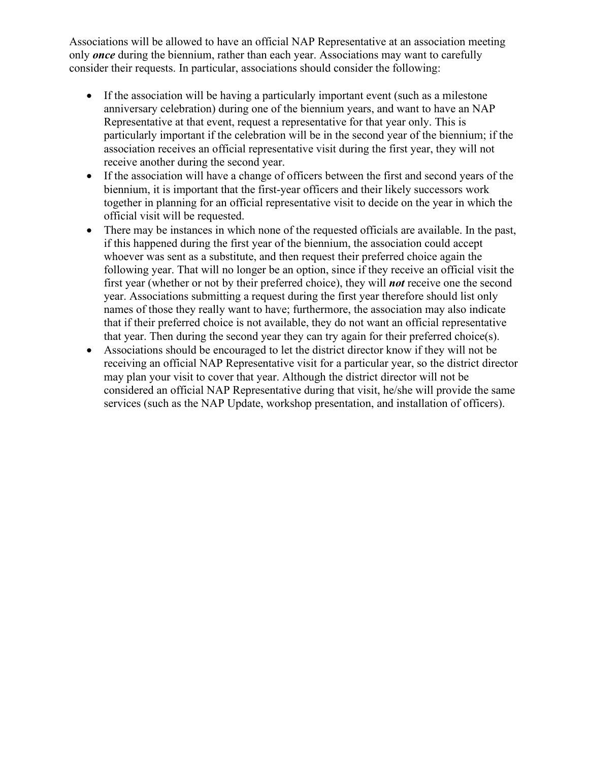Associations will be allowed to have an official NAP Representative at an association meeting only ***once*** during the biennium, rather than each year. Associations may want to carefully consider their requests. In particular, associations should consider the following:

- If the association will be having a particularly important event (such as a milestone anniversary celebration) during one of the biennium years, and want to have an NAP Representative at that event, request a representative for that year only. This is particularly important if the celebration will be in the second year of the biennium; if the association receives an official representative visit during the first year, they will not receive another during the second year.
- If the association will have a change of officers between the first and second years of the biennium, it is important that the first-year officers and their likely successors work together in planning for an official representative visit to decide on the year in which the official visit will be requested.
- There may be instances in which none of the requested officials are available. In the past, if this happened during the first year of the biennium, the association could accept whoever was sent as a substitute, and then request their preferred choice again the following year. That will no longer be an option, since if they receive an official visit the first year (whether or not by their preferred choice), they will ***not*** receive one the second year. Associations submitting a request during the first year therefore should list only names of those they really want to have; furthermore, the association may also indicate that if their preferred choice is not available, they do not want an official representative that year. Then during the second year they can try again for their preferred choice(s).
- Associations should be encouraged to let the district director know if they will not be receiving an official NAP Representative visit for a particular year, so the district director may plan your visit to cover that year. Although the district director will not be considered an official NAP Representative during that visit, he/she will provide the same services (such as the NAP Update, workshop presentation, and installation of officers).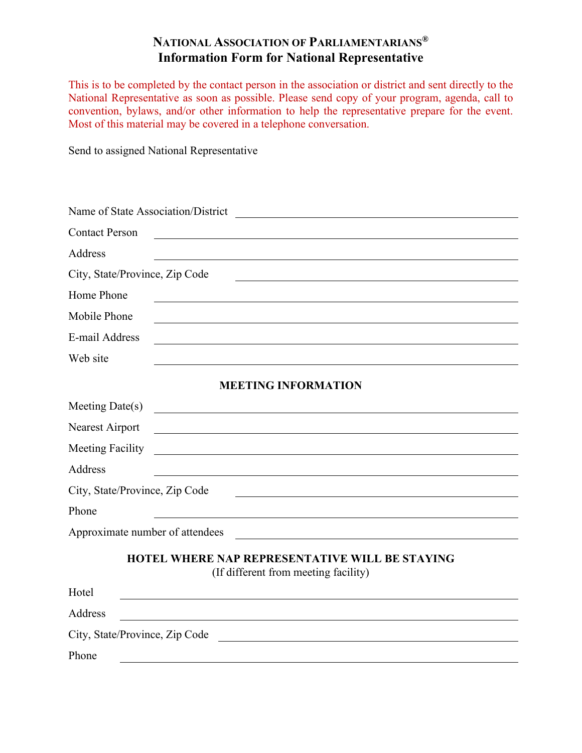# NATIONAL ASSOCIATION OF PARLIAMENTARIANS®

## Information Form for National Representative

This is to be completed by the contact person in the association or district and sent directly to the National Representative as soon as possible. Please send copy of your program, agenda, call to convention, bylaws, and/or other information to help the representative prepare for the event. Most of this material may be covered in a telephone conversation.

Send to assigned National Representative

Name of State Association/District ______________________________

Contact Person ______________________________

Address ______________________________

City, State/Province, Zip Code ______________________________

Home Phone ______________________________

Mobile Phone ______________________________

E-mail Address ______________________________

Web site ______________________________

### MEETING INFORMATION

Meeting Date(s) ______________________________

Nearest Airport ______________________________

Meeting Facility ______________________________

Address ______________________________

City, State/Province, Zip Code ______________________________

Phone ______________________________

Approximate number of attendees ______________________________

### HOTEL WHERE NAP REPRESENTATIVE WILL BE STAYING

(If different from meeting facility)

Hotel ______________________________

Address ______________________________

City, State/Province, Zip Code ______________________________

Phone ______________________________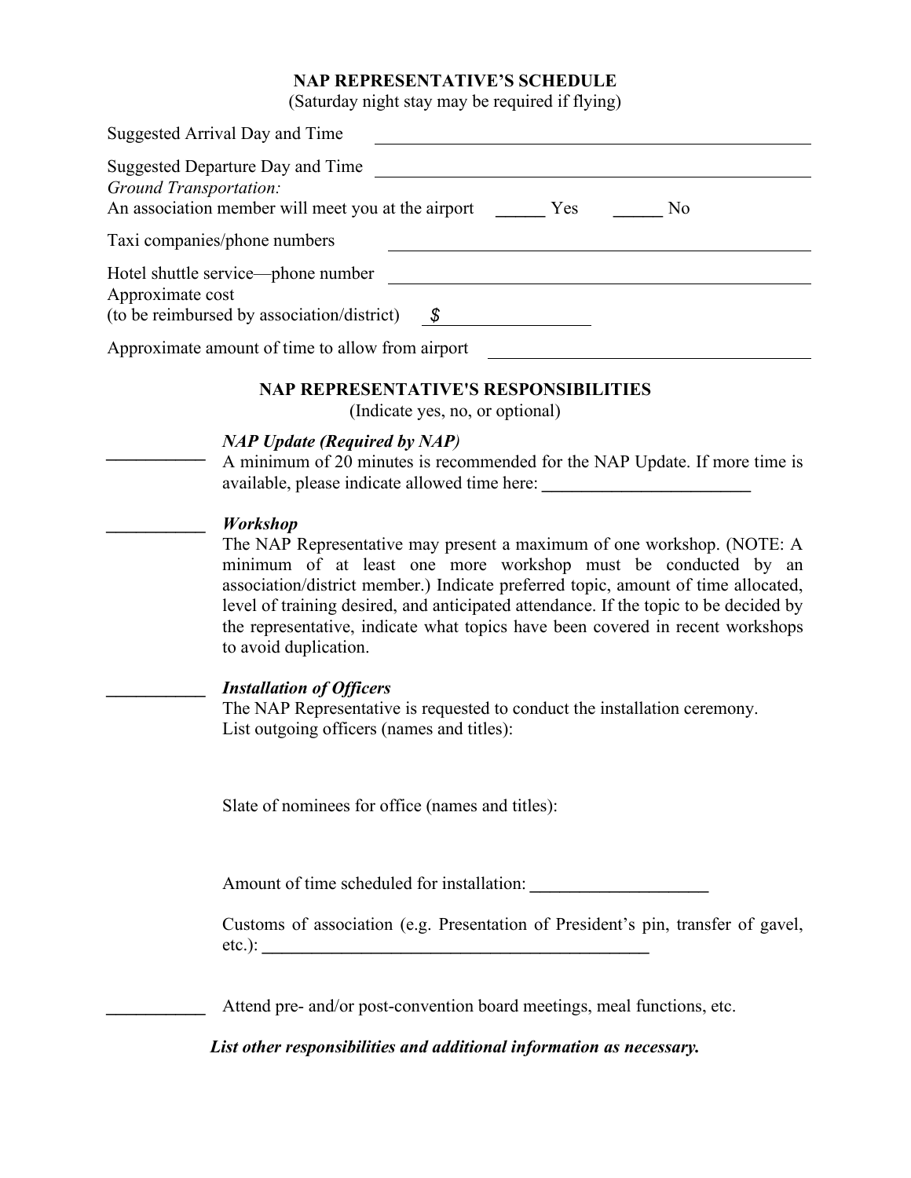## NAP REPRESENTATIVE'S SCHEDULE

(Saturday night stay may be required if flying)

Suggested Arrival Day and Time ______________________________

Suggested Departure Day and Time ______________________________

*Ground Transportation:*

An association member will meet you at the airport _____ Yes _____ No

Taxi companies/phone numbers ______________________________

Hotel shuttle service—phone number ______________________________

Approximate cost
(to be reimbursed by association/district) *$* ________________

Approximate amount of time to allow from airport ______________________________

## NAP REPRESENTATIVE'S RESPONSIBILITIES

(Indicate yes, no, or optional)

__________ ***NAP Update (Required by NAP)***
A minimum of 20 minutes is recommended for the NAP Update. If more time is available, please indicate allowed time here: ______________________

__________ ***Workshop***
The NAP Representative may present a maximum of one workshop. (NOTE: A minimum of at least one more workshop must be conducted by an association/district member.) Indicate preferred topic, amount of time allocated, level of training desired, and anticipated attendance. If the topic to be decided by the representative, indicate what topics have been covered in recent workshops to avoid duplication.

__________ ***Installation of Officers***
The NAP Representative is requested to conduct the installation ceremony.
List outgoing officers (names and titles):

Slate of nominees for office (names and titles):

Amount of time scheduled for installation: ____________________

Customs of association (e.g. Presentation of President's pin, transfer of gavel, etc.): ________________________________________

__________ Attend pre- and/or post-convention board meetings, meal functions, etc.

***List other responsibilities and additional information as necessary.***